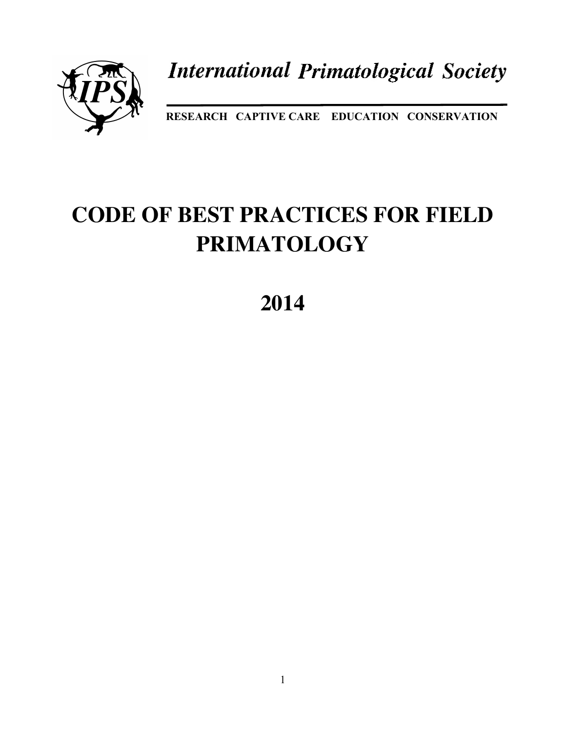International Primatological Society

RESEARCH CAPTIVE CARE EDUCATION CONSERVATION

# CODE OF BEST PRACTICES FOR FIELD PRIMATOLOGY

# 2014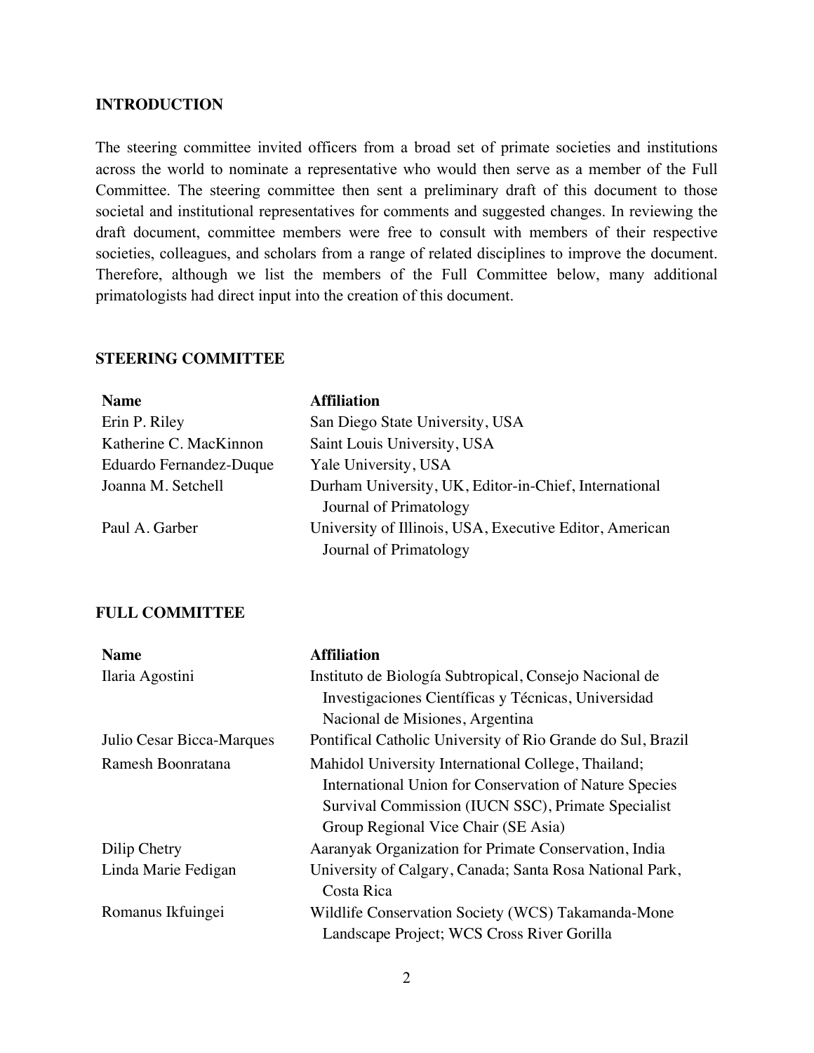## INTRODUCTION

The steering committee invited officers from a broad set of primate societies and institutions across the world to nominate a representative who would then serve as a member of the Full Committee. The steering committee then sent a preliminary draft of this document to those societal and institutional representatives for comments and suggested changes. In reviewing the draft document, committee members were free to consult with members of their respective societies, colleagues, and scholars from a range of related disciplines to improve the document. Therefore, although we list the members of the Full Committee below, many additional primatologists had direct input into the creation of this document.

## STEERING COMMITTEE

| Name | Affiliation |
| --- | --- |
| Erin P. Riley | San Diego State University, USA |
| Katherine C. MacKinnon | Saint Louis University, USA |
| Eduardo Fernandez-Duque | Yale University, USA |
| Joanna M. Setchell | Durham University, UK, Editor-in-Chief, International Journal of Primatology |
| Paul A. Garber | University of Illinois, USA, Executive Editor, American Journal of Primatology |

## FULL COMMITTEE

| Name | Affiliation |
| --- | --- |
| Ilaria Agostini | Instituto de Biología Subtropical, Consejo Nacional de Investigaciones Científicas y Técnicas, Universidad Nacional de Misiones, Argentina |
| Julio Cesar Bicca-Marques | Pontifical Catholic University of Rio Grande do Sul, Brazil |
| Ramesh Boonratana | Mahidol University International College, Thailand; International Union for Conservation of Nature Species Survival Commission (IUCN SSC), Primate Specialist Group Regional Vice Chair (SE Asia) |
| Dilip Chetry | Aaranyak Organization for Primate Conservation, India |
| Linda Marie Fedigan | University of Calgary, Canada; Santa Rosa National Park, Costa Rica |
| Romanus Ikfuingei | Wildlife Conservation Society (WCS) Takamanda-Mone Landscape Project; WCS Cross River Gorilla |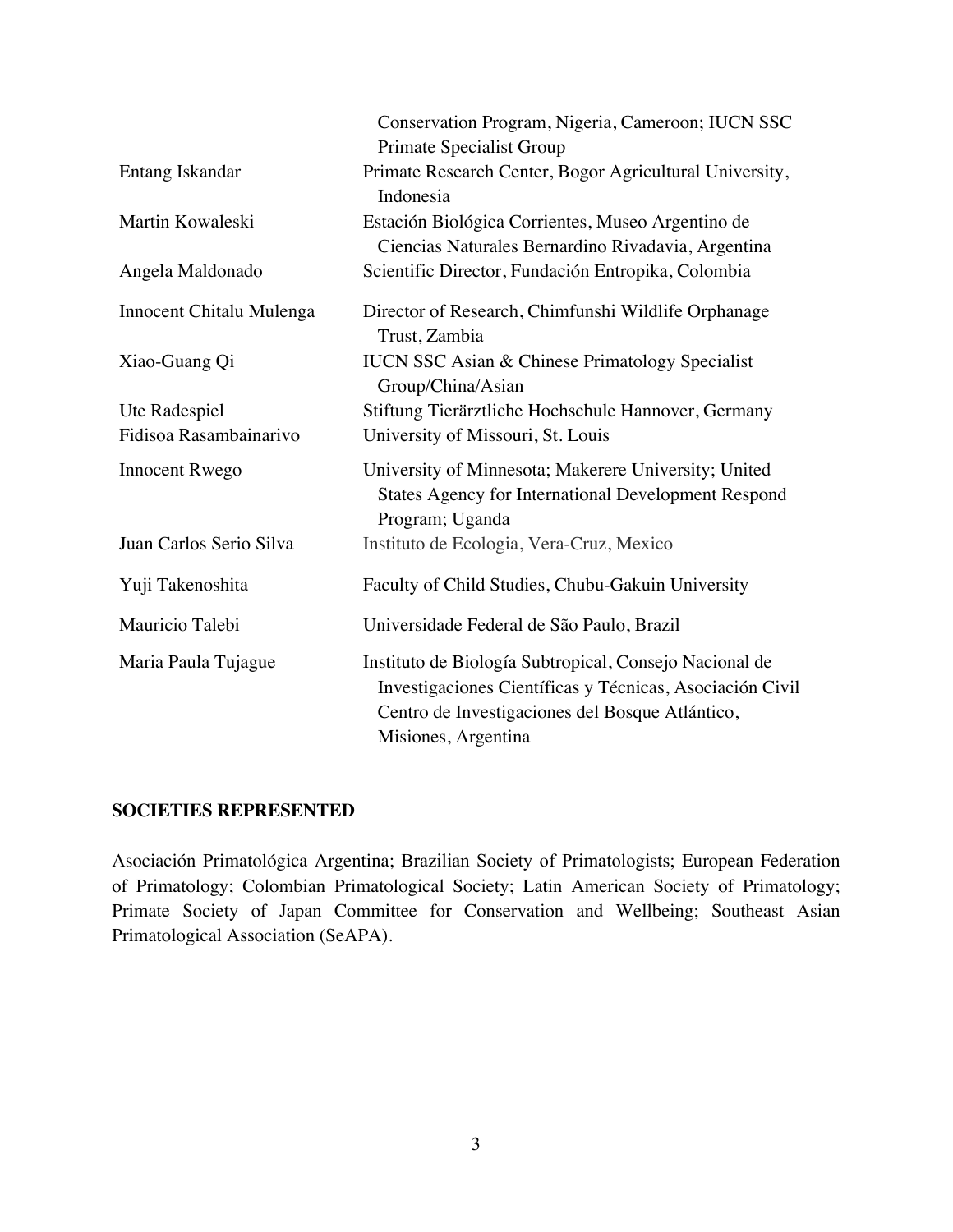| | |
|---|---|
| | Conservation Program, Nigeria, Cameroon; IUCN SSC Primate Specialist Group |
| Entang Iskandar | Primate Research Center, Bogor Agricultural University, Indonesia |
| Martin Kowaleski | Estación Biológica Corrientes, Museo Argentino de Ciencias Naturales Bernardino Rivadavia, Argentina |
| Angela Maldonado | Scientific Director, Fundación Entropika, Colombia |
| Innocent Chitalu Mulenga | Director of Research, Chimfunshi Wildlife Orphanage Trust, Zambia |
| Xiao-Guang Qi | IUCN SSC Asian & Chinese Primatology Specialist Group/China/Asian |
| Ute Radespiel | Stiftung Tierärztliche Hochschule Hannover, Germany |
| Fidisoa Rasambainarivo | University of Missouri, St. Louis |
| Innocent Rwego | University of Minnesota; Makerere University; United States Agency for International Development Respond Program; Uganda |
| Juan Carlos Serio Silva | Instituto de Ecologia, Vera-Cruz, Mexico |
| Yuji Takenoshita | Faculty of Child Studies, Chubu-Gakuin University |
| Mauricio Talebi | Universidade Federal de São Paulo, Brazil |
| Maria Paula Tujague | Instituto de Biología Subtropical, Consejo Nacional de Investigaciones Científicas y Técnicas, Asociación Civil Centro de Investigaciones del Bosque Atlántico, Misiones, Argentina |

**SOCIETIES REPRESENTED**

Asociación Primatológica Argentina; Brazilian Society of Primatologists; European Federation of Primatology; Colombian Primatological Society; Latin American Society of Primatology; Primate Society of Japan Committee for Conservation and Wellbeing; Southeast Asian Primatological Association (SeAPA).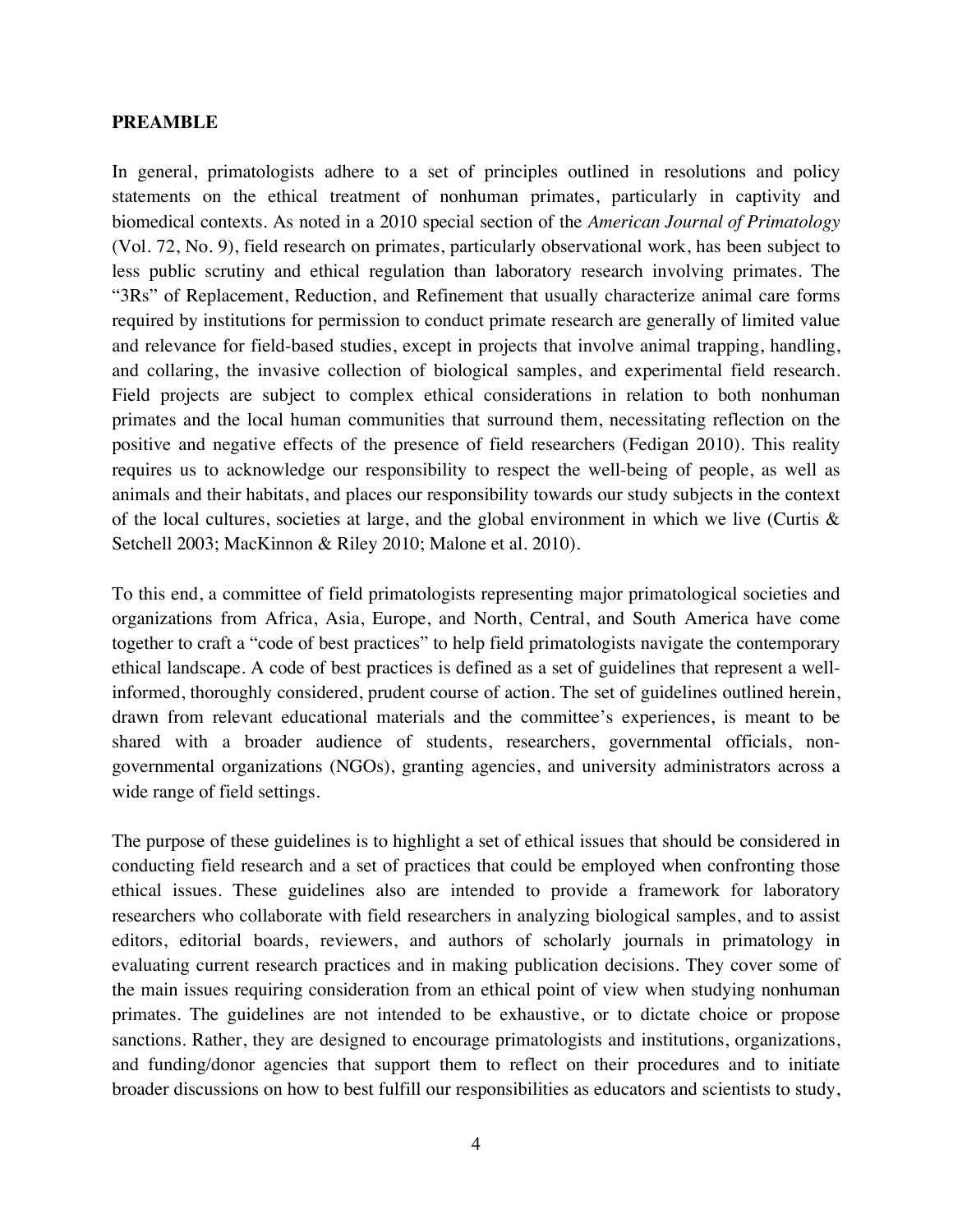**PREAMBLE**

In general, primatologists adhere to a set of principles outlined in resolutions and policy statements on the ethical treatment of nonhuman primates, particularly in captivity and biomedical contexts. As noted in a 2010 special section of the *American Journal of Primatology* (Vol. 72, No. 9), field research on primates, particularly observational work, has been subject to less public scrutiny and ethical regulation than laboratory research involving primates. The "3Rs" of Replacement, Reduction, and Refinement that usually characterize animal care forms required by institutions for permission to conduct primate research are generally of limited value and relevance for field-based studies, except in projects that involve animal trapping, handling, and collaring, the invasive collection of biological samples, and experimental field research. Field projects are subject to complex ethical considerations in relation to both nonhuman primates and the local human communities that surround them, necessitating reflection on the positive and negative effects of the presence of field researchers (Fedigan 2010). This reality requires us to acknowledge our responsibility to respect the well-being of people, as well as animals and their habitats, and places our responsibility towards our study subjects in the context of the local cultures, societies at large, and the global environment in which we live (Curtis & Setchell 2003; MacKinnon & Riley 2010; Malone et al. 2010).

To this end, a committee of field primatologists representing major primatological societies and organizations from Africa, Asia, Europe, and North, Central, and South America have come together to craft a "code of best practices" to help field primatologists navigate the contemporary ethical landscape. A code of best practices is defined as a set of guidelines that represent a well-informed, thoroughly considered, prudent course of action. The set of guidelines outlined herein, drawn from relevant educational materials and the committee's experiences, is meant to be shared with a broader audience of students, researchers, governmental officials, non-governmental organizations (NGOs), granting agencies, and university administrators across a wide range of field settings.

The purpose of these guidelines is to highlight a set of ethical issues that should be considered in conducting field research and a set of practices that could be employed when confronting those ethical issues. These guidelines also are intended to provide a framework for laboratory researchers who collaborate with field researchers in analyzing biological samples, and to assist editors, editorial boards, reviewers, and authors of scholarly journals in primatology in evaluating current research practices and in making publication decisions. They cover some of the main issues requiring consideration from an ethical point of view when studying nonhuman primates. The guidelines are not intended to be exhaustive, or to dictate choice or propose sanctions. Rather, they are designed to encourage primatologists and institutions, organizations, and funding/donor agencies that support them to reflect on their procedures and to initiate broader discussions on how to best fulfill our responsibilities as educators and scientists to study,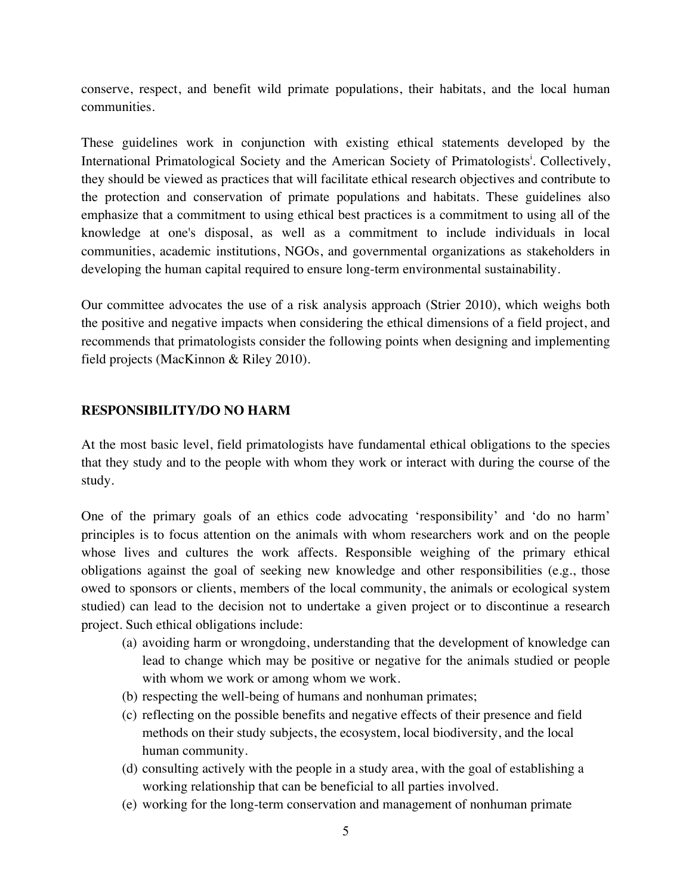conserve, respect, and benefit wild primate populations, their habitats, and the local human communities.

These guidelines work in conjunction with existing ethical statements developed by the International Primatological Society and the American Society of Primatologists[i]. Collectively, they should be viewed as practices that will facilitate ethical research objectives and contribute to the protection and conservation of primate populations and habitats. These guidelines also emphasize that a commitment to using ethical best practices is a commitment to using all of the knowledge at one's disposal, as well as a commitment to include individuals in local communities, academic institutions, NGOs, and governmental organizations as stakeholders in developing the human capital required to ensure long-term environmental sustainability.

Our committee advocates the use of a risk analysis approach (Strier 2010), which weighs both the positive and negative impacts when considering the ethical dimensions of a field project, and recommends that primatologists consider the following points when designing and implementing field projects (MacKinnon & Riley 2010).

## RESPONSIBILITY/DO NO HARM

At the most basic level, field primatologists have fundamental ethical obligations to the species that they study and to the people with whom they work or interact with during the course of the study.

One of the primary goals of an ethics code advocating 'responsibility' and 'do no harm' principles is to focus attention on the animals with whom researchers work and on the people whose lives and cultures the work affects. Responsible weighing of the primary ethical obligations against the goal of seeking new knowledge and other responsibilities (e.g., those owed to sponsors or clients, members of the local community, the animals or ecological system studied) can lead to the decision not to undertake a given project or to discontinue a research project. Such ethical obligations include:

(a) avoiding harm or wrongdoing, understanding that the development of knowledge can lead to change which may be positive or negative for the animals studied or people with whom we work or among whom we work.

(b) respecting the well-being of humans and nonhuman primates;

(c) reflecting on the possible benefits and negative effects of their presence and field methods on their study subjects, the ecosystem, local biodiversity, and the local human community.

(d) consulting actively with the people in a study area, with the goal of establishing a working relationship that can be beneficial to all parties involved.

(e) working for the long-term conservation and management of nonhuman primate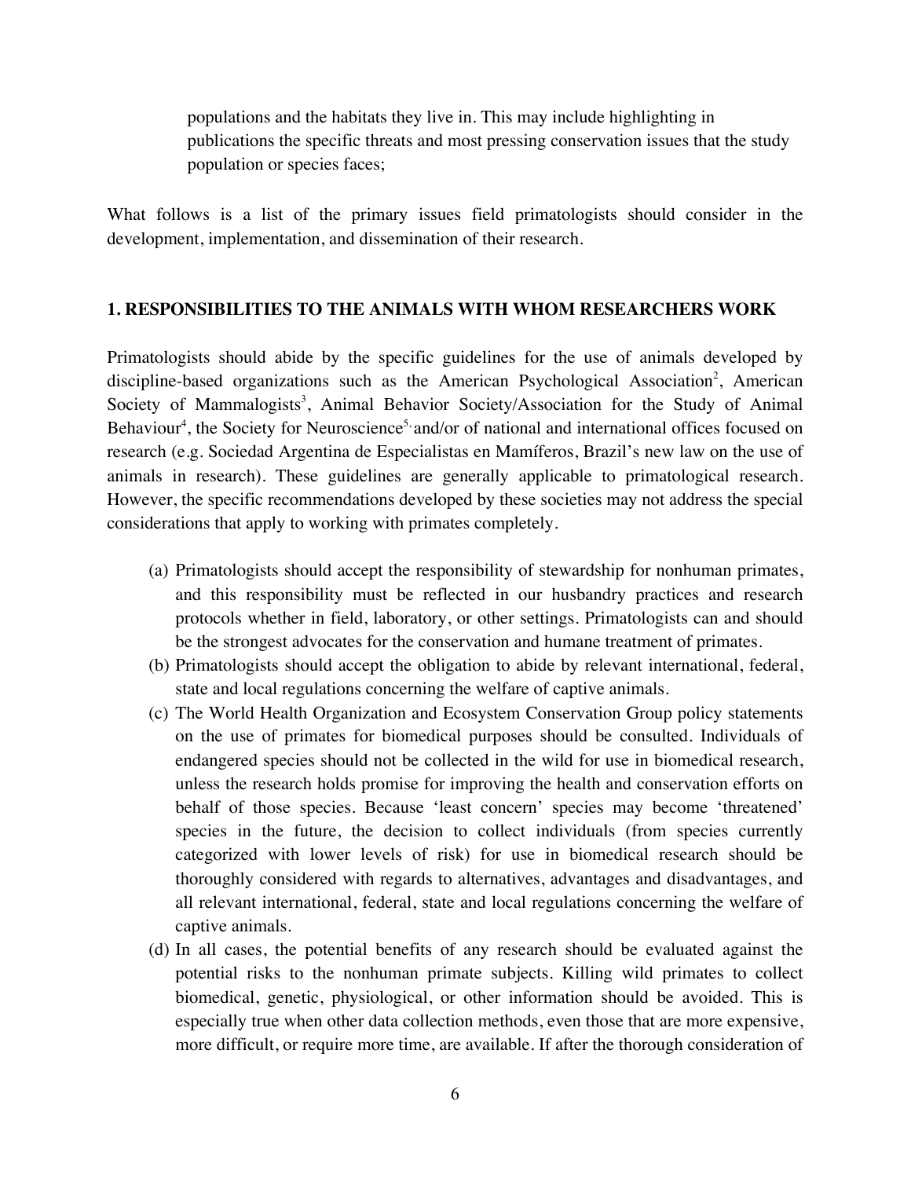populations and the habitats they live in. This may include highlighting in publications the specific threats and most pressing conservation issues that the study population or species faces;

What follows is a list of the primary issues field primatologists should consider in the development, implementation, and dissemination of their research.

## 1. RESPONSIBILITIES TO THE ANIMALS WITH WHOM RESEARCHERS WORK

Primatologists should abide by the specific guidelines for the use of animals developed by discipline-based organizations such as the American Psychological Association[2], American Society of Mammalogists[3], Animal Behavior Society/Association for the Study of Animal Behaviour[4], the Society for Neuroscience[5,] and/or of national and international offices focused on research (e.g. Sociedad Argentina de Especialistas en Mamíferos, Brazil's new law on the use of animals in research). These guidelines are generally applicable to primatological research. However, the specific recommendations developed by these societies may not address the special considerations that apply to working with primates completely.

(a) Primatologists should accept the responsibility of stewardship for nonhuman primates, and this responsibility must be reflected in our husbandry practices and research protocols whether in field, laboratory, or other settings. Primatologists can and should be the strongest advocates for the conservation and humane treatment of primates.

(b) Primatologists should accept the obligation to abide by relevant international, federal, state and local regulations concerning the welfare of captive animals.

(c) The World Health Organization and Ecosystem Conservation Group policy statements on the use of primates for biomedical purposes should be consulted. Individuals of endangered species should not be collected in the wild for use in biomedical research, unless the research holds promise for improving the health and conservation efforts on behalf of those species. Because 'least concern' species may become 'threatened' species in the future, the decision to collect individuals (from species currently categorized with lower levels of risk) for use in biomedical research should be thoroughly considered with regards to alternatives, advantages and disadvantages, and all relevant international, federal, state and local regulations concerning the welfare of captive animals.

(d) In all cases, the potential benefits of any research should be evaluated against the potential risks to the nonhuman primate subjects. Killing wild primates to collect biomedical, genetic, physiological, or other information should be avoided. This is especially true when other data collection methods, even those that are more expensive, more difficult, or require more time, are available. If after the thorough consideration of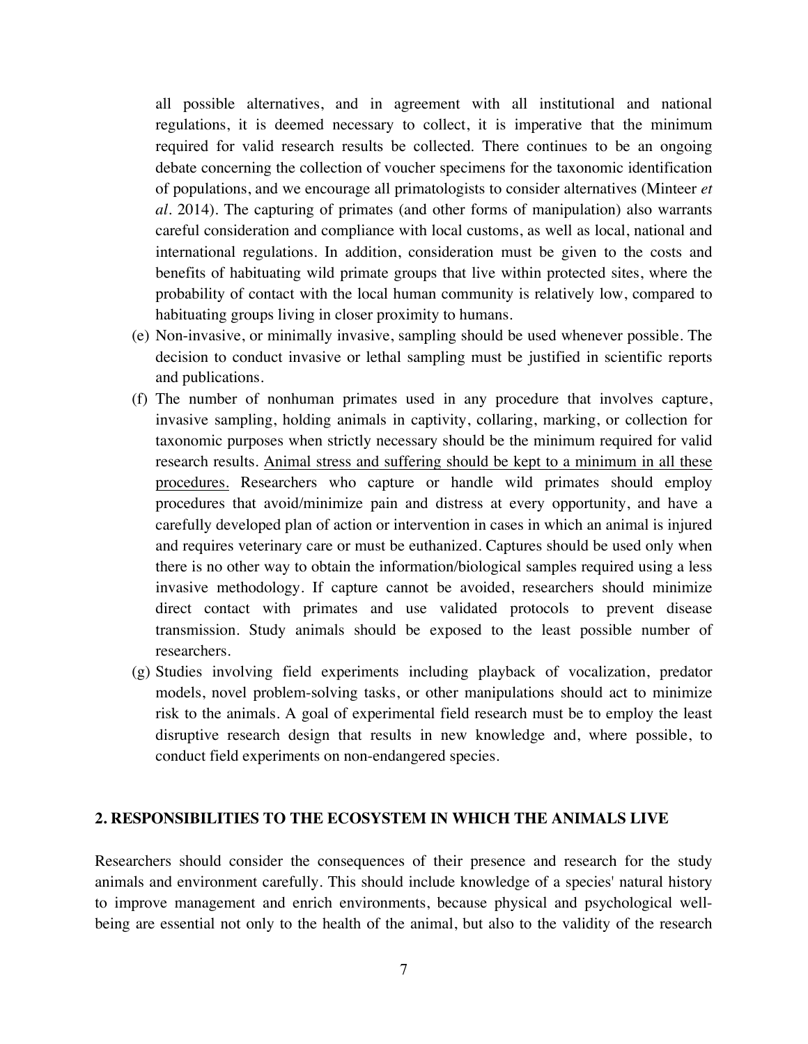all possible alternatives, and in agreement with all institutional and national regulations, it is deemed necessary to collect, it is imperative that the minimum required for valid research results be collected. There continues to be an ongoing debate concerning the collection of voucher specimens for the taxonomic identification of populations, and we encourage all primatologists to consider alternatives (Minteer *et al*. 2014). The capturing of primates (and other forms of manipulation) also warrants careful consideration and compliance with local customs, as well as local, national and international regulations. In addition, consideration must be given to the costs and benefits of habituating wild primate groups that live within protected sites, where the probability of contact with the local human community is relatively low, compared to habituating groups living in closer proximity to humans.

(e) Non-invasive, or minimally invasive, sampling should be used whenever possible. The decision to conduct invasive or lethal sampling must be justified in scientific reports and publications.

(f) The number of nonhuman primates used in any procedure that involves capture, invasive sampling, holding animals in captivity, collaring, marking, or collection for taxonomic purposes when strictly necessary should be the minimum required for valid research results. <u>Animal stress and suffering should be kept to a minimum in all these procedures.</u> Researchers who capture or handle wild primates should employ procedures that avoid/minimize pain and distress at every opportunity, and have a carefully developed plan of action or intervention in cases in which an animal is injured and requires veterinary care or must be euthanized. Captures should be used only when there is no other way to obtain the information/biological samples required using a less invasive methodology. If capture cannot be avoided, researchers should minimize direct contact with primates and use validated protocols to prevent disease transmission. Study animals should be exposed to the least possible number of researchers.

(g) Studies involving field experiments including playback of vocalization, predator models, novel problem-solving tasks, or other manipulations should act to minimize risk to the animals. A goal of experimental field research must be to employ the least disruptive research design that results in new knowledge and, where possible, to conduct field experiments on non-endangered species.

## 2. RESPONSIBILITIES TO THE ECOSYSTEM IN WHICH THE ANIMALS LIVE

Researchers should consider the consequences of their presence and research for the study animals and environment carefully. This should include knowledge of a species' natural history to improve management and enrich environments, because physical and psychological well-being are essential not only to the health of the animal, but also to the validity of the research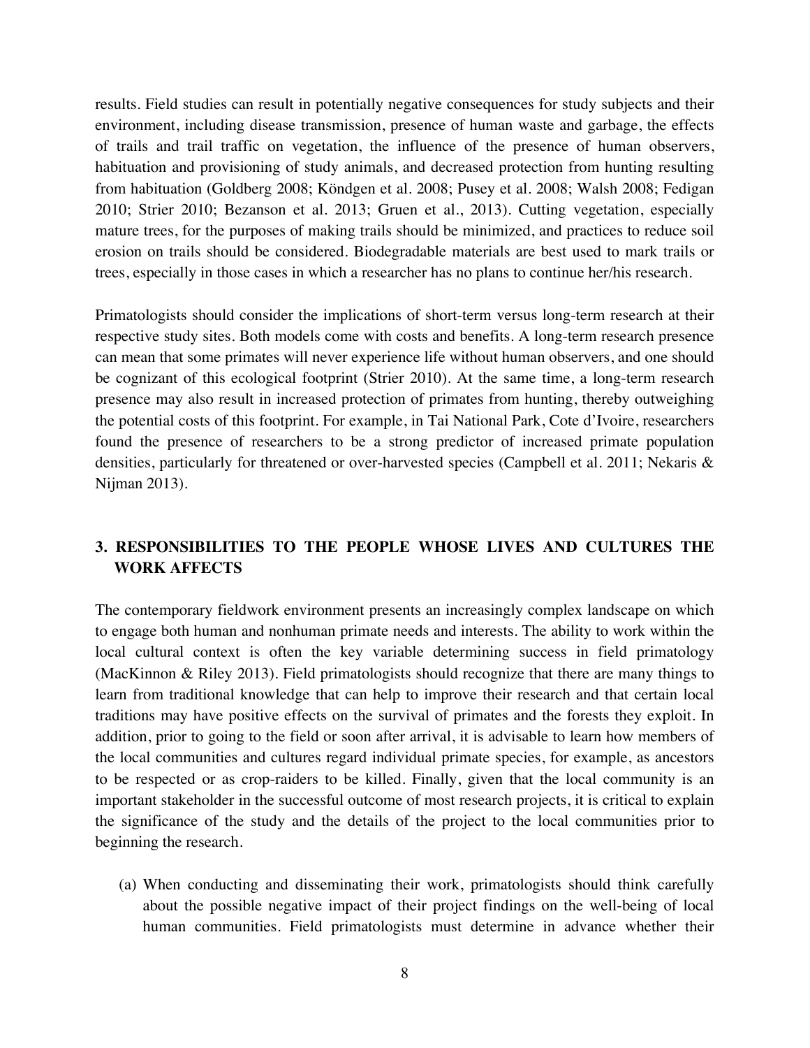results. Field studies can result in potentially negative consequences for study subjects and their environment, including disease transmission, presence of human waste and garbage, the effects of trails and trail traffic on vegetation, the influence of the presence of human observers, habituation and provisioning of study animals, and decreased protection from hunting resulting from habituation (Goldberg 2008; Köndgen et al. 2008; Pusey et al. 2008; Walsh 2008; Fedigan 2010; Strier 2010; Bezanson et al. 2013; Gruen et al., 2013). Cutting vegetation, especially mature trees, for the purposes of making trails should be minimized, and practices to reduce soil erosion on trails should be considered. Biodegradable materials are best used to mark trails or trees, especially in those cases in which a researcher has no plans to continue her/his research.

Primatologists should consider the implications of short-term versus long-term research at their respective study sites. Both models come with costs and benefits. A long-term research presence can mean that some primates will never experience life without human observers, and one should be cognizant of this ecological footprint (Strier 2010). At the same time, a long-term research presence may also result in increased protection of primates from hunting, thereby outweighing the potential costs of this footprint. For example, in Tai National Park, Cote d'Ivoire, researchers found the presence of researchers to be a strong predictor of increased primate population densities, particularly for threatened or over-harvested species (Campbell et al. 2011; Nekaris & Nijman 2013).

## 3. RESPONSIBILITIES TO THE PEOPLE WHOSE LIVES AND CULTURES THE WORK AFFECTS

The contemporary fieldwork environment presents an increasingly complex landscape on which to engage both human and nonhuman primate needs and interests. The ability to work within the local cultural context is often the key variable determining success in field primatology (MacKinnon & Riley 2013). Field primatologists should recognize that there are many things to learn from traditional knowledge that can help to improve their research and that certain local traditions may have positive effects on the survival of primates and the forests they exploit. In addition, prior to going to the field or soon after arrival, it is advisable to learn how members of the local communities and cultures regard individual primate species, for example, as ancestors to be respected or as crop-raiders to be killed. Finally, given that the local community is an important stakeholder in the successful outcome of most research projects, it is critical to explain the significance of the study and the details of the project to the local communities prior to beginning the research.

(a) When conducting and disseminating their work, primatologists should think carefully about the possible negative impact of their project findings on the well-being of local human communities. Field primatologists must determine in advance whether their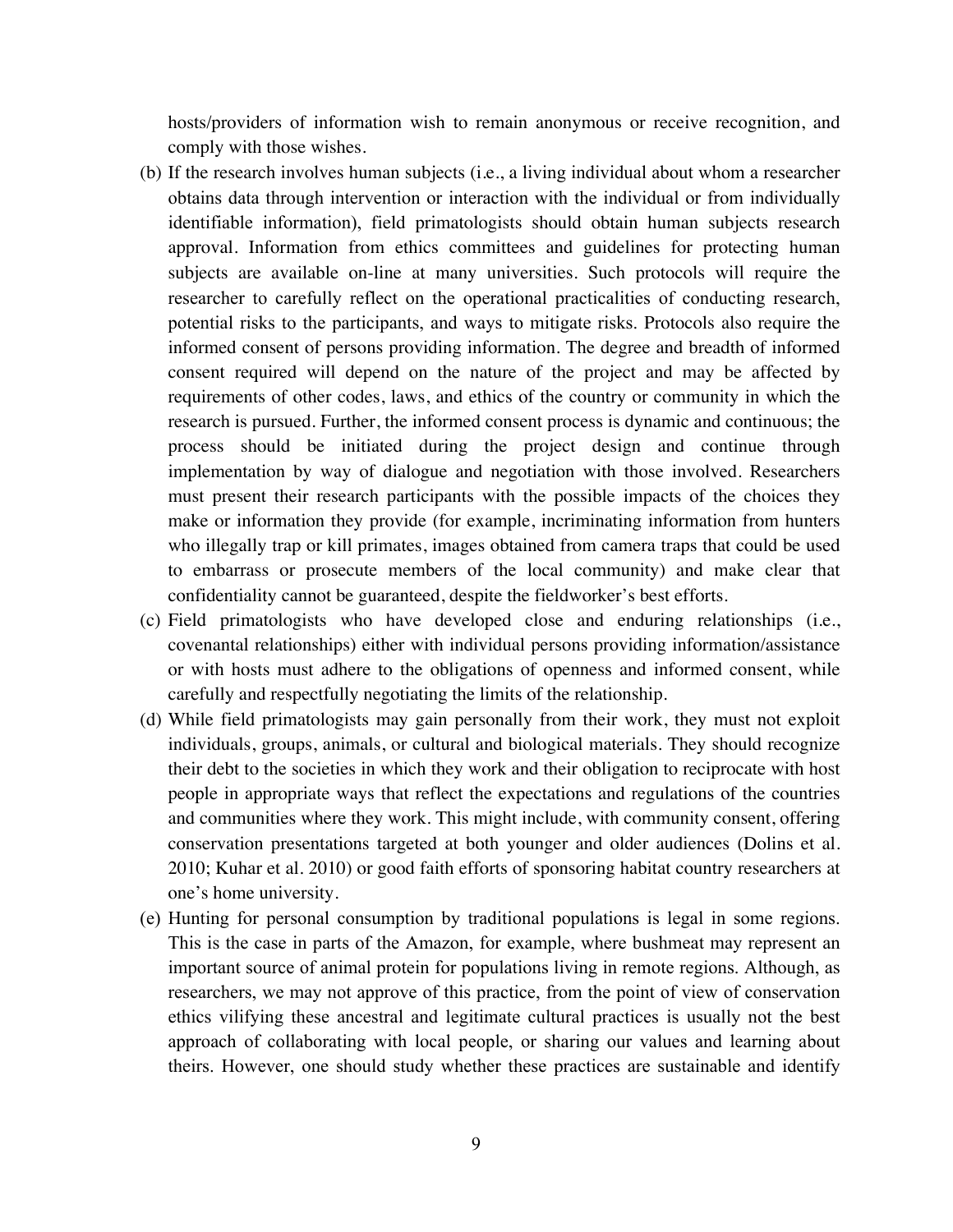hosts/providers of information wish to remain anonymous or receive recognition, and comply with those wishes.

(b) If the research involves human subjects (i.e., a living individual about whom a researcher obtains data through intervention or interaction with the individual or from individually identifiable information), field primatologists should obtain human subjects research approval. Information from ethics committees and guidelines for protecting human subjects are available on-line at many universities. Such protocols will require the researcher to carefully reflect on the operational practicalities of conducting research, potential risks to the participants, and ways to mitigate risks. Protocols also require the informed consent of persons providing information. The degree and breadth of informed consent required will depend on the nature of the project and may be affected by requirements of other codes, laws, and ethics of the country or community in which the research is pursued. Further, the informed consent process is dynamic and continuous; the process should be initiated during the project design and continue through implementation by way of dialogue and negotiation with those involved. Researchers must present their research participants with the possible impacts of the choices they make or information they provide (for example, incriminating information from hunters who illegally trap or kill primates, images obtained from camera traps that could be used to embarrass or prosecute members of the local community) and make clear that confidentiality cannot be guaranteed, despite the fieldworker's best efforts.

(c) Field primatologists who have developed close and enduring relationships (i.e., covenantal relationships) either with individual persons providing information/assistance or with hosts must adhere to the obligations of openness and informed consent, while carefully and respectfully negotiating the limits of the relationship.

(d) While field primatologists may gain personally from their work, they must not exploit individuals, groups, animals, or cultural and biological materials. They should recognize their debt to the societies in which they work and their obligation to reciprocate with host people in appropriate ways that reflect the expectations and regulations of the countries and communities where they work. This might include, with community consent, offering conservation presentations targeted at both younger and older audiences (Dolins et al. 2010; Kuhar et al. 2010) or good faith efforts of sponsoring habitat country researchers at one's home university.

(e) Hunting for personal consumption by traditional populations is legal in some regions. This is the case in parts of the Amazon, for example, where bushmeat may represent an important source of animal protein for populations living in remote regions. Although, as researchers, we may not approve of this practice, from the point of view of conservation ethics vilifying these ancestral and legitimate cultural practices is usually not the best approach of collaborating with local people, or sharing our values and learning about theirs. However, one should study whether these practices are sustainable and identify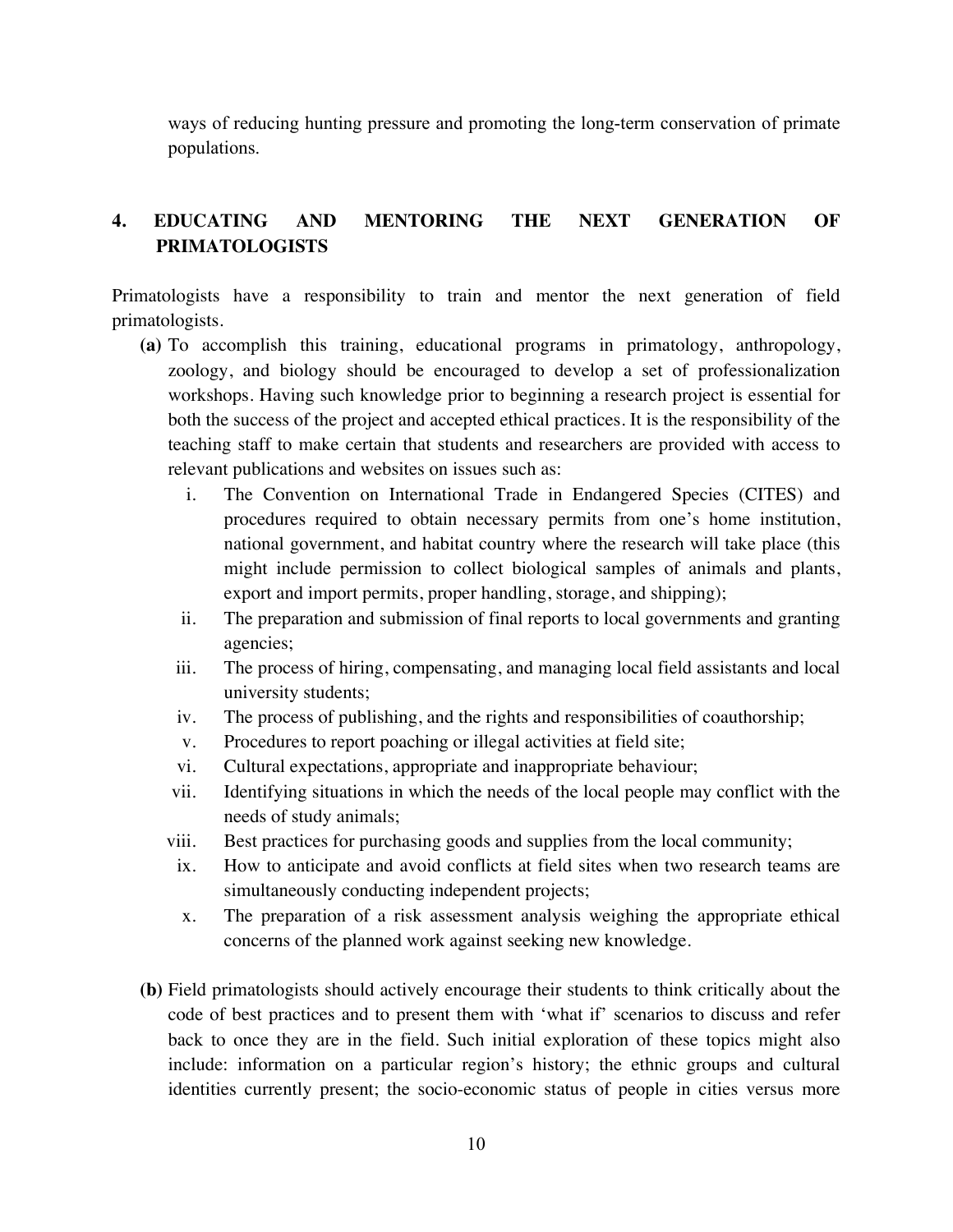ways of reducing hunting pressure and promoting the long-term conservation of primate populations.

## 4. EDUCATING AND MENTORING THE NEXT GENERATION OF PRIMATOLOGISTS

Primatologists have a responsibility to train and mentor the next generation of field primatologists.

**(a)** To accomplish this training, educational programs in primatology, anthropology, zoology, and biology should be encouraged to develop a set of professionalization workshops. Having such knowledge prior to beginning a research project is essential for both the success of the project and accepted ethical practices. It is the responsibility of the teaching staff to make certain that students and researchers are provided with access to relevant publications and websites on issues such as:

  i. The Convention on International Trade in Endangered Species (CITES) and procedures required to obtain necessary permits from one's home institution, national government, and habitat country where the research will take place (this might include permission to collect biological samples of animals and plants, export and import permits, proper handling, storage, and shipping);
  ii. The preparation and submission of final reports to local governments and granting agencies;
  iii. The process of hiring, compensating, and managing local field assistants and local university students;
  iv. The process of publishing, and the rights and responsibilities of coauthorship;
  v. Procedures to report poaching or illegal activities at field site;
  vi. Cultural expectations, appropriate and inappropriate behaviour;
  vii. Identifying situations in which the needs of the local people may conflict with the needs of study animals;
  viii. Best practices for purchasing goods and supplies from the local community;
  ix. How to anticipate and avoid conflicts at field sites when two research teams are simultaneously conducting independent projects;
  x. The preparation of a risk assessment analysis weighing the appropriate ethical concerns of the planned work against seeking new knowledge.

**(b)** Field primatologists should actively encourage their students to think critically about the code of best practices and to present them with 'what if' scenarios to discuss and refer back to once they are in the field. Such initial exploration of these topics might also include: information on a particular region's history; the ethnic groups and cultural identities currently present; the socio-economic status of people in cities versus more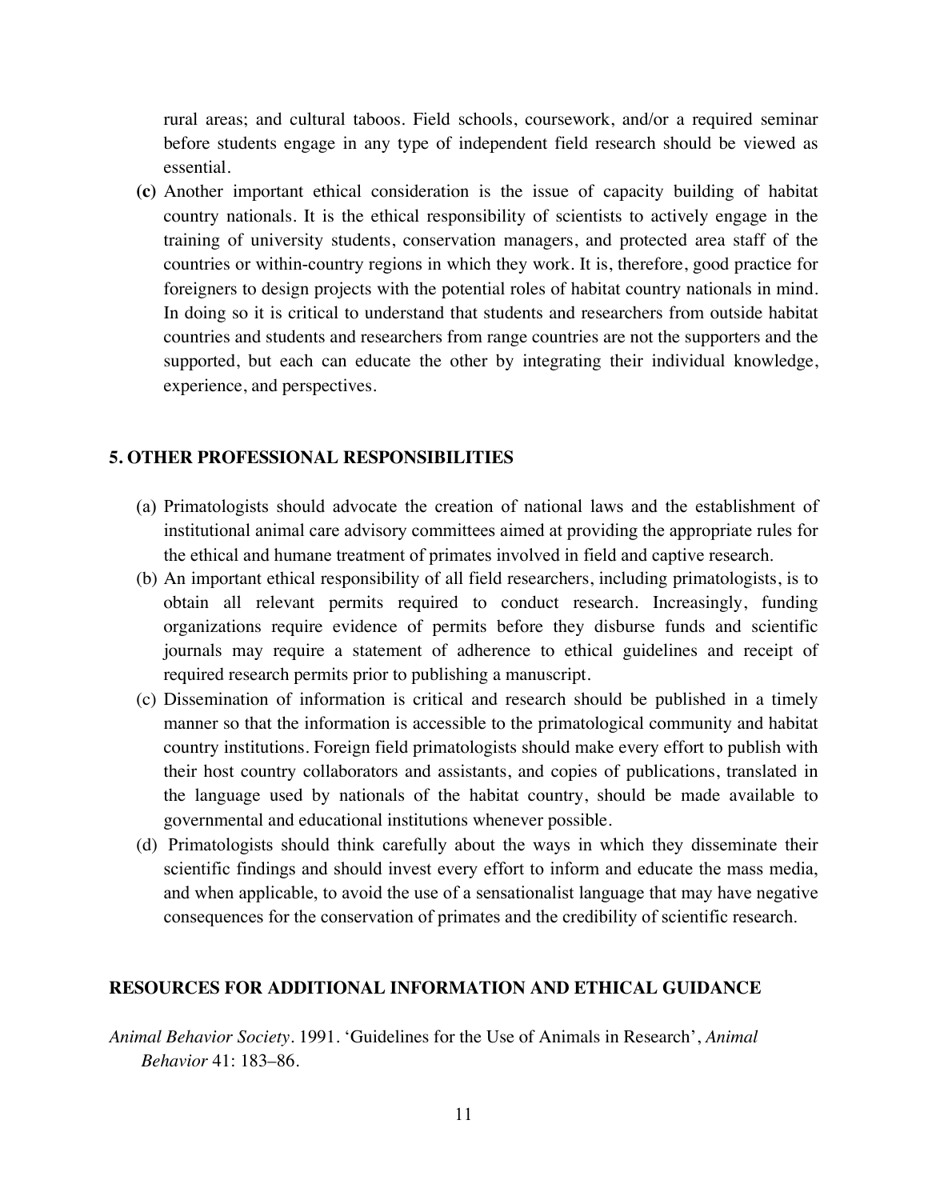rural areas; and cultural taboos. Field schools, coursework, and/or a required seminar before students engage in any type of independent field research should be viewed as essential.

**(c)** Another important ethical consideration is the issue of capacity building of habitat country nationals. It is the ethical responsibility of scientists to actively engage in the training of university students, conservation managers, and protected area staff of the countries or within-country regions in which they work. It is, therefore, good practice for foreigners to design projects with the potential roles of habitat country nationals in mind. In doing so it is critical to understand that students and researchers from outside habitat countries and students and researchers from range countries are not the supporters and the supported, but each can educate the other by integrating their individual knowledge, experience, and perspectives.

## 5. OTHER PROFESSIONAL RESPONSIBILITIES

(a) Primatologists should advocate the creation of national laws and the establishment of institutional animal care advisory committees aimed at providing the appropriate rules for the ethical and humane treatment of primates involved in field and captive research.

(b) An important ethical responsibility of all field researchers, including primatologists, is to obtain all relevant permits required to conduct research. Increasingly, funding organizations require evidence of permits before they disburse funds and scientific journals may require a statement of adherence to ethical guidelines and receipt of required research permits prior to publishing a manuscript.

(c) Dissemination of information is critical and research should be published in a timely manner so that the information is accessible to the primatological community and habitat country institutions. Foreign field primatologists should make every effort to publish with their host country collaborators and assistants, and copies of publications, translated in the language used by nationals of the habitat country, should be made available to governmental and educational institutions whenever possible.

(d) Primatologists should think carefully about the ways in which they disseminate their scientific findings and should invest every effort to inform and educate the mass media, and when applicable, to avoid the use of a sensationalist language that may have negative consequences for the conservation of primates and the credibility of scientific research.

## RESOURCES FOR ADDITIONAL INFORMATION AND ETHICAL GUIDANCE

*Animal Behavior Society*. 1991. 'Guidelines for the Use of Animals in Research', *Animal Behavior* 41: 183–86.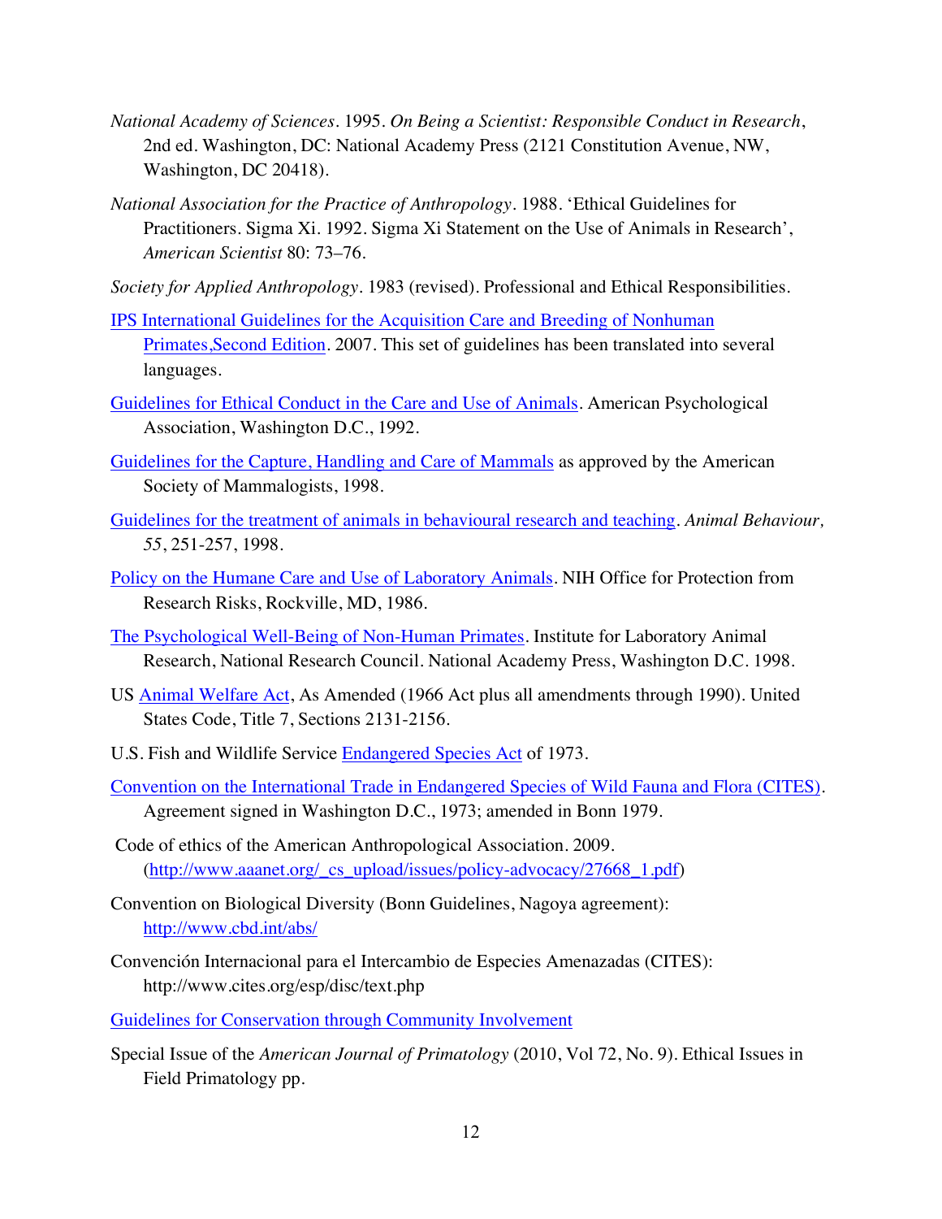*National Academy of Sciences*. 1995. *On Being a Scientist: Responsible Conduct in Research*, 2nd ed. Washington, DC: National Academy Press (2121 Constitution Avenue, NW, Washington, DC 20418).

*National Association for the Practice of Anthropology*. 1988. 'Ethical Guidelines for Practitioners. Sigma Xi. 1992. Sigma Xi Statement on the Use of Animals in Research', *American Scientist* 80: 73–76.

*Society for Applied Anthropology*. 1983 (revised). Professional and Ethical Responsibilities.

IPS International Guidelines for the Acquisition Care and Breeding of Nonhuman Primates,Second Edition. 2007. This set of guidelines has been translated into several languages.

Guidelines for Ethical Conduct in the Care and Use of Animals. American Psychological Association, Washington D.C., 1992.

Guidelines for the Capture, Handling and Care of Mammals as approved by the American Society of Mammalogists, 1998.

Guidelines for the treatment of animals in behavioural research and teaching. *Animal Behaviour, 55*, 251-257, 1998.

Policy on the Humane Care and Use of Laboratory Animals. NIH Office for Protection from Research Risks, Rockville, MD, 1986.

The Psychological Well-Being of Non-Human Primates. Institute for Laboratory Animal Research, National Research Council. National Academy Press, Washington D.C. 1998.

US Animal Welfare Act, As Amended (1966 Act plus all amendments through 1990). United States Code, Title 7, Sections 2131-2156.

U.S. Fish and Wildlife Service Endangered Species Act of 1973.

Convention on the International Trade in Endangered Species of Wild Fauna and Flora (CITES). Agreement signed in Washington D.C., 1973; amended in Bonn 1979.

Code of ethics of the American Anthropological Association. 2009. (http://www.aaanet.org/_cs_upload/issues/policy-advocacy/27668_1.pdf)

Convention on Biological Diversity (Bonn Guidelines, Nagoya agreement): http://www.cbd.int/abs/

Convención Internacional para el Intercambio de Especies Amenazadas (CITES): http://www.cites.org/esp/disc/text.php

Guidelines for Conservation through Community Involvement

Special Issue of the *American Journal of Primatology* (2010, Vol 72, No. 9). Ethical Issues in Field Primatology pp.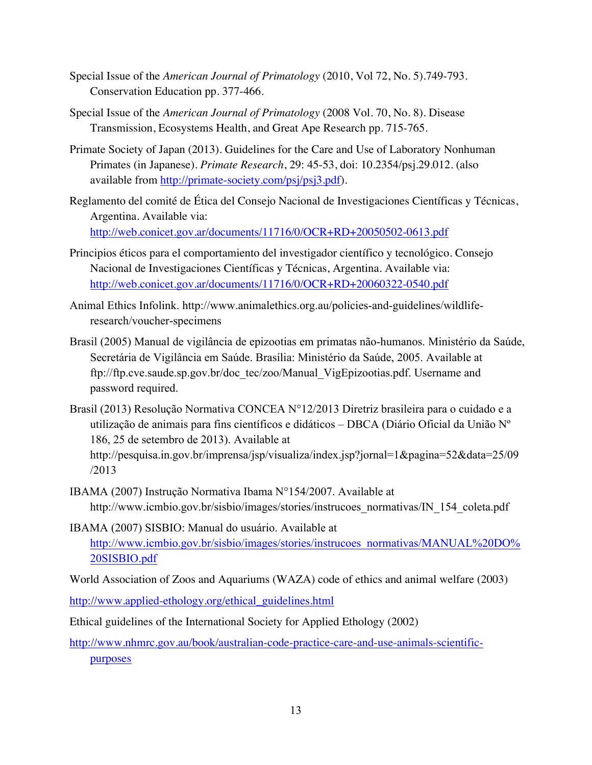Special Issue of the *American Journal of Primatology* (2010, Vol 72, No. 5).749-793. Conservation Education pp. 377-466.

Special Issue of the *American Journal of Primatology* (2008 Vol. 70, No. 8). Disease Transmission, Ecosystems Health, and Great Ape Research pp. 715-765.

Primate Society of Japan (2013). Guidelines for the Care and Use of Laboratory Nonhuman Primates (in Japanese). *Primate Research*, 29: 45-53, doi: 10.2354/psj.29.012. (also available from [http://primate-society.com/psj/psj3.pdf](http://primate-society.com/psj/psj3.pdf)).

Reglamento del comité de Ética del Consejo Nacional de Investigaciones Científicas y Técnicas, Argentina. Available via: [http://web.conicet.gov.ar/documents/11716/0/OCR+RD+20050502-0613.pdf](http://web.conicet.gov.ar/documents/11716/0/OCR+RD+20050502-0613.pdf)

Principios éticos para el comportamiento del investigador científico y tecnológico. Consejo Nacional de Investigaciones Científicas y Técnicas, Argentina. Available via: [http://web.conicet.gov.ar/documents/11716/0/OCR+RD+20060322-0540.pdf](http://web.conicet.gov.ar/documents/11716/0/OCR+RD+20060322-0540.pdf)

Animal Ethics Infolink. http://www.animalethics.org.au/policies-and-guidelines/wildlife-research/voucher-specimens

Brasil (2005) Manual de vigilância de epizootias em primatas não-humanos. Ministério da Saúde, Secretária de Vigilância em Saúde. Brasília: Ministério da Saúde, 2005. Available at ftp://ftp.cve.saude.sp.gov.br/doc_tec/zoo/Manual_VigEpizootias.pdf. Username and password required.

Brasil (2013) Resolução Normativa CONCEA N°12/2013 Diretriz brasileira para o cuidado e a utilização de animais para fins científicos e didáticos – DBCA (Diário Oficial da União Nº 186, 25 de setembro de 2013). Available at http://pesquisa.in.gov.br/imprensa/jsp/visualiza/index.jsp?jornal=1&pagina=52&data=25/09/2013

IBAMA (2007) Instrução Normativa Ibama N°154/2007. Available at http://www.icmbio.gov.br/sisbio/images/stories/instrucoes_normativas/IN_154_coleta.pdf

IBAMA (2007) SISBIO: Manual do usuário. Available at [http://www.icmbio.gov.br/sisbio/images/stories/instrucoes_normativas/MANUAL%20DO%20SISBIO.pdf](http://www.icmbio.gov.br/sisbio/images/stories/instrucoes_normativas/MANUAL%20DO%20SISBIO.pdf)

World Association of Zoos and Aquariums (WAZA) code of ethics and animal welfare (2003)

[http://www.applied-ethology.org/ethical_guidelines.html](http://www.applied-ethology.org/ethical_guidelines.html)

Ethical guidelines of the International Society for Applied Ethology (2002)

[http://www.nhmrc.gov.au/book/australian-code-practice-care-and-use-animals-scientific-purposes](http://www.nhmrc.gov.au/book/australian-code-practice-care-and-use-animals-scientific-purposes)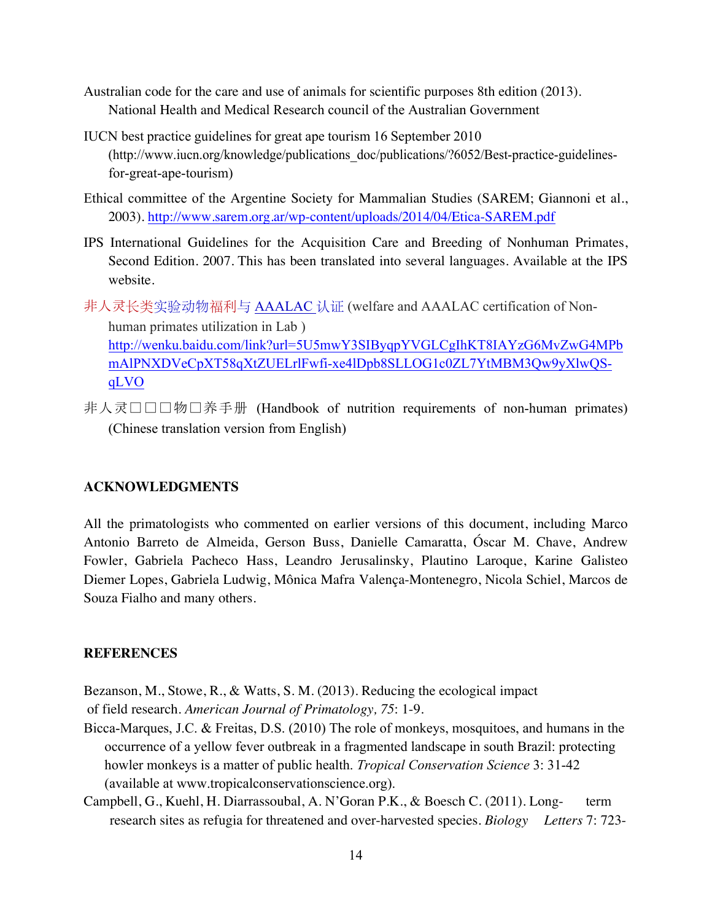Australian code for the care and use of animals for scientific purposes 8th edition (2013). National Health and Medical Research council of the Australian Government

IUCN best practice guidelines for great ape tourism 16 September 2010 (http://www.iucn.org/knowledge/publications_doc/publications/?6052/Best-practice-guidelines-for-great-ape-tourism)

Ethical committee of the Argentine Society for Mammalian Studies (SAREM; Giannoni et al., 2003). http://www.sarem.org.ar/wp-content/uploads/2014/04/Etica-SAREM.pdf

IPS International Guidelines for the Acquisition Care and Breeding of Nonhuman Primates, Second Edition. 2007. This has been translated into several languages. Available at the IPS website.

非人灵长类实验动物福利与 AAALAC 认证 (welfare and AAALAC certification of Non-human primates utilization in Lab ) http://wenku.baidu.com/link?url=5U5mwY3SIByqpYVGLCgIhKT8IAYzG6MvZwG4MPbmAlPNXDVeCpXT58qXtZUELrlFwfi-xe4lDpb8SLLOG1c0ZL7YtMBM3Qw9yXlwQS-qLVO

非人灵□□□物□养手册 (Handbook of nutrition requirements of non-human primates) (Chinese translation version from English)

## ACKNOWLEDGMENTS

All the primatologists who commented on earlier versions of this document, including Marco Antonio Barreto de Almeida, Gerson Buss, Danielle Camaratta, Óscar M. Chave, Andrew Fowler, Gabriela Pacheco Hass, Leandro Jerusalinsky, Plautino Laroque, Karine Galisteo Diemer Lopes, Gabriela Ludwig, Mônica Mafra Valença-Montenegro, Nicola Schiel, Marcos de Souza Fialho and many others.

## REFERENCES

Bezanson, M., Stowe, R., & Watts, S. M. (2013). Reducing the ecological impact of field research. *American Journal of Primatology, 75*: 1-9.

Bicca-Marques, J.C. & Freitas, D.S. (2010) The role of monkeys, mosquitoes, and humans in the occurrence of a yellow fever outbreak in a fragmented landscape in south Brazil: protecting howler monkeys is a matter of public health. *Tropical Conservation Science* 3: 31-42 (available at www.tropicalconservationscience.org).

Campbell, G., Kuehl, H. Diarrassoubal, A. N'Goran P.K., & Boesch C. (2011). Long-term research sites as refugia for threatened and over-harvested species. *Biology Letters* 7: 723-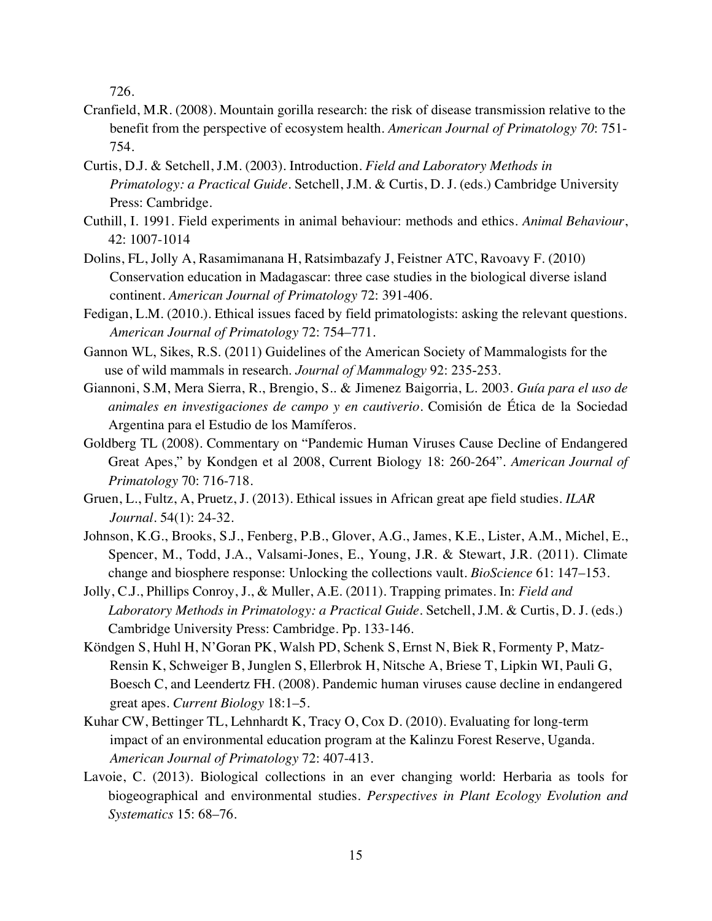726.

Cranfield, M.R. (2008). Mountain gorilla research: the risk of disease transmission relative to the benefit from the perspective of ecosystem health. *American Journal of Primatology 70*: 751-754.

Curtis, D.J. & Setchell, J.M. (2003). Introduction. *Field and Laboratory Methods in Primatology: a Practical Guide*. Setchell, J.M. & Curtis, D. J. (eds.) Cambridge University Press: Cambridge.

Cuthill, I. 1991. Field experiments in animal behaviour: methods and ethics. *Animal Behaviour*, 42: 1007-1014

Dolins, FL, Jolly A, Rasamimanana H, Ratsimbazafy J, Feistner ATC, Ravoavy F. (2010) Conservation education in Madagascar: three case studies in the biological diverse island continent. *American Journal of Primatology* 72: 391-406.

Fedigan, L.M. (2010.). Ethical issues faced by field primatologists: asking the relevant questions. *American Journal of Primatology* 72: 754–771.

Gannon WL, Sikes, R.S. (2011) Guidelines of the American Society of Mammalogists for the use of wild mammals in research. *Journal of Mammalogy* 92: 235-253.

Giannoni, S.M, Mera Sierra, R., Brengio, S.. & Jimenez Baigorria, L. 2003. *Guía para el uso de animales en investigaciones de campo y en cautiverio*. Comisión de Ética de la Sociedad Argentina para el Estudio de los Mamíferos.

Goldberg TL (2008). Commentary on "Pandemic Human Viruses Cause Decline of Endangered Great Apes," by Kondgen et al 2008, Current Biology 18: 260-264". *American Journal of Primatology* 70: 716-718.

Gruen, L., Fultz, A, Pruetz, J. (2013). Ethical issues in African great ape field studies. *ILAR Journal*. 54(1): 24-32.

Johnson, K.G., Brooks, S.J., Fenberg, P.B., Glover, A.G., James, K.E., Lister, A.M., Michel, E., Spencer, M., Todd, J.A., Valsami-Jones, E., Young, J.R. & Stewart, J.R. (2011). Climate change and biosphere response: Unlocking the collections vault. *BioScience* 61: 147–153.

Jolly, C.J., Phillips Conroy, J., & Muller, A.E. (2011). Trapping primates. In: *Field and Laboratory Methods in Primatology: a Practical Guide*. Setchell, J.M. & Curtis, D. J. (eds.) Cambridge University Press: Cambridge. Pp. 133-146.

Köndgen S, Huhl H, N'Goran PK, Walsh PD, Schenk S, Ernst N, Biek R, Formenty P, Matz-Rensin K, Schweiger B, Junglen S, Ellerbrok H, Nitsche A, Briese T, Lipkin WI, Pauli G, Boesch C, and Leendertz FH. (2008). Pandemic human viruses cause decline in endangered great apes. *Current Biology* 18:1–5.

Kuhar CW, Bettinger TL, Lehnhardt K, Tracy O, Cox D. (2010). Evaluating for long-term impact of an environmental education program at the Kalinzu Forest Reserve, Uganda. *American Journal of Primatology* 72: 407-413.

Lavoie, C. (2013). Biological collections in an ever changing world: Herbaria as tools for biogeographical and environmental studies. *Perspectives in Plant Ecology Evolution and Systematics* 15: 68–76.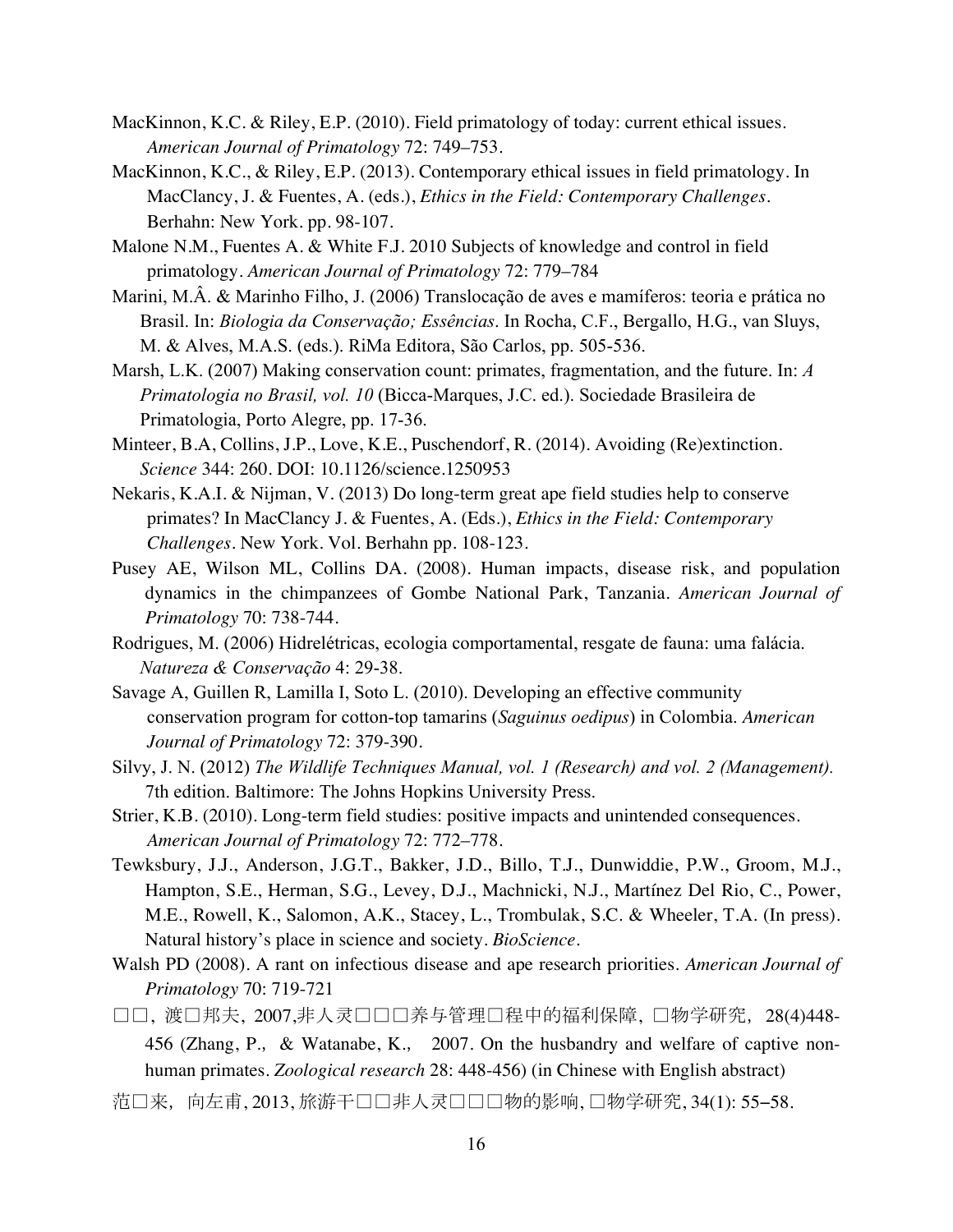MacKinnon, K.C. & Riley, E.P. (2010). Field primatology of today: current ethical issues. *American Journal of Primatology* 72: 749–753.

MacKinnon, K.C., & Riley, E.P. (2013). Contemporary ethical issues in field primatology. In MacClancy, J. & Fuentes, A. (eds.), *Ethics in the Field: Contemporary Challenges*. Berhahn: New York. pp. 98-107.

Malone N.M., Fuentes A. & White F.J. 2010 Subjects of knowledge and control in field primatology. *American Journal of Primatology* 72: 779–784

Marini, M.Â. & Marinho Filho, J. (2006) Translocação de aves e mamíferos: teoria e prática no Brasil. In: *Biologia da Conservação; Essências*. In Rocha, C.F., Bergallo, H.G., van Sluys, M. & Alves, M.A.S. (eds.). RiMa Editora, São Carlos, pp. 505-536.

Marsh, L.K. (2007) Making conservation count: primates, fragmentation, and the future. In: *A Primatologia no Brasil, vol. 10* (Bicca-Marques, J.C. ed.). Sociedade Brasileira de Primatologia, Porto Alegre, pp. 17-36.

Minteer, B.A, Collins, J.P., Love, K.E., Puschendorf, R. (2014). Avoiding (Re)extinction. *Science* 344: 260. DOI: 10.1126/science.1250953

Nekaris, K.A.I. & Nijman, V. (2013) Do long-term great ape field studies help to conserve primates? In MacClancy J. & Fuentes, A. (Eds.), *Ethics in the Field: Contemporary Challenges*. New York. Vol. Berhahn pp. 108-123.

Pusey AE, Wilson ML, Collins DA. (2008). Human impacts, disease risk, and population dynamics in the chimpanzees of Gombe National Park, Tanzania. *American Journal of Primatology* 70: 738-744.

Rodrigues, M. (2006) Hidrelétricas, ecologia comportamental, resgate de fauna: uma falácia. *Natureza & Conservação* 4: 29-38.

Savage A, Guillen R, Lamilla I, Soto L. (2010). Developing an effective community conservation program for cotton-top tamarins (*Saguinus oedipus*) in Colombia. *American Journal of Primatology* 72: 379-390.

Silvy, J. N. (2012) *The Wildlife Techniques Manual, vol. 1 (Research) and vol. 2 (Management).* 7th edition. Baltimore: The Johns Hopkins University Press.

Strier, K.B. (2010). Long-term field studies: positive impacts and unintended consequences. *American Journal of Primatology* 72: 772–778.

Tewksbury, J.J., Anderson, J.G.T., Bakker, J.D., Billo, T.J., Dunwiddie, P.W., Groom, M.J., Hampton, S.E., Herman, S.G., Levey, D.J., Machnicki, N.J., Martínez Del Rio, C., Power, M.E., Rowell, K., Salomon, A.K., Stacey, L., Trombulak, S.C. & Wheeler, T.A. (In press). Natural history's place in science and society. *BioScience*.

Walsh PD (2008). A rant on infectious disease and ape research priorities. *American Journal of Primatology* 70: 719-721

□□, 渡□邦夫, 2007,非人灵□□□养与管理□程中的福利保障, □物学研究, 28(4)448-456 (Zhang, P., & Watanabe, K., 2007. On the husbandry and welfare of captive non-human primates. *Zoological research* 28: 448-456) (in Chinese with English abstract)

范□来, 向左甫, 2013, 旅游干□□非人灵□□□物的影响, □物学研究, 34(1): 55–58.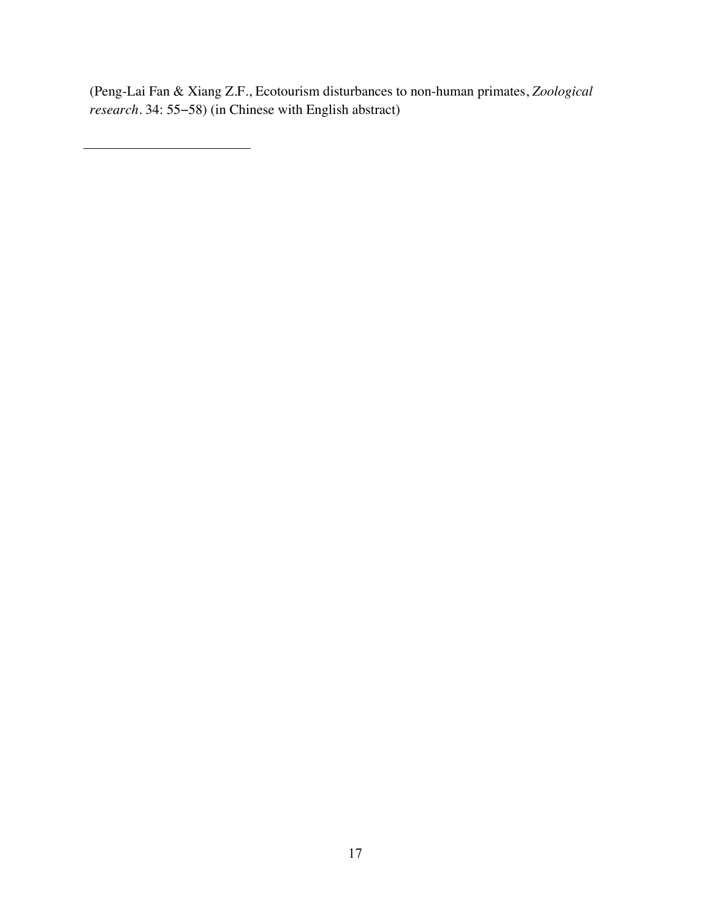(Peng-Lai Fan & Xiang Z.F., Ecotourism disturbances to non-human primates, *Zoological research*. 34: 55–58) (in Chinese with English abstract)

---